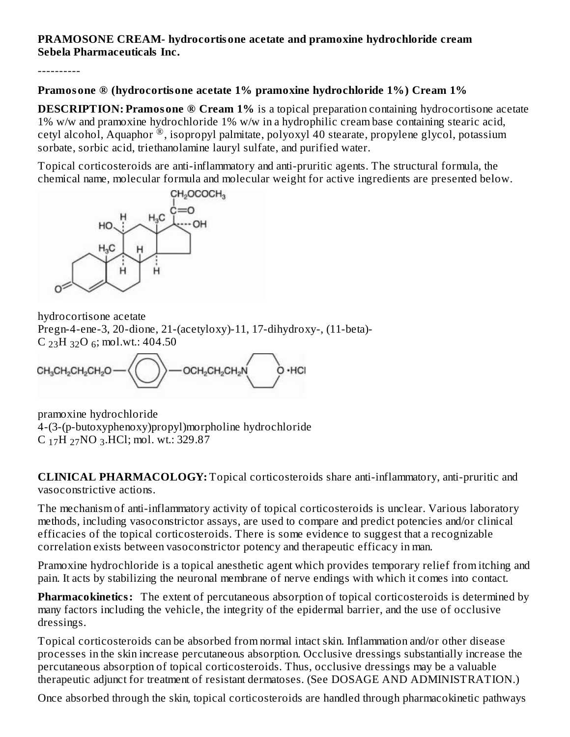**PRAMOSONE CREAM- hydrocortisone acetate and pramoxine hydrochloride cream**
**Sebela Pharmaceuticals Inc.**

----------

**Pramosone ® (hydrocortisone acetate 1% pramoxine hydrochloride 1%) Cream 1%**

**DESCRIPTION: Pramosone ® Cream 1%** is a topical preparation containing hydrocortisone acetate 1% w/w and pramoxine hydrochloride 1% w/w in a hydrophilic cream base containing stearic acid, cetyl alcohol, Aquaphor ®, isopropyl palmitate, polyoxyl 40 stearate, propylene glycol, potassium sorbate, sorbic acid, triethanolamine lauryl sulfate, and purified water.

Topical corticosteroids are anti-inflammatory and anti-pruritic agents. The structural formula, the chemical name, molecular formula and molecular weight for active ingredients are presented below.

hydrocortisone acetate
Pregn-4-ene-3, 20-dione, 21-(acetyloxy)-11, 17-dihydroxy-, (11-beta)-
$C_{23}H_{32}O_6$; mol.wt.: 404.50

pramoxine hydrochloride
4-(3-(p-butoxyphenoxy)propyl)morpholine hydrochloride
$C_{17}H_{27}NO_3$.HCl; mol. wt.: 329.87

**CLINICAL PHARMACOLOGY:** Topical corticosteroids share anti-inflammatory, anti-pruritic and vasoconstrictive actions.

The mechanism of anti-inflammatory activity of topical corticosteroids is unclear. Various laboratory methods, including vasoconstrictor assays, are used to compare and predict potencies and/or clinical efficacies of the topical corticosteroids. There is some evidence to suggest that a recognizable correlation exists between vasoconstrictor potency and therapeutic efficacy in man.

Pramoxine hydrochloride is a topical anesthetic agent which provides temporary relief from itching and pain. It acts by stabilizing the neuronal membrane of nerve endings with which it comes into contact.

**Pharmacokinetics:** The extent of percutaneous absorption of topical corticosteroids is determined by many factors including the vehicle, the integrity of the epidermal barrier, and the use of occlusive dressings.

Topical corticosteroids can be absorbed from normal intact skin. Inflammation and/or other disease processes in the skin increase percutaneous absorption. Occlusive dressings substantially increase the percutaneous absorption of topical corticosteroids. Thus, occlusive dressings may be a valuable therapeutic adjunct for treatment of resistant dermatoses. (See DOSAGE AND ADMINISTRATION.)

Once absorbed through the skin, topical corticosteroids are handled through pharmacokinetic pathways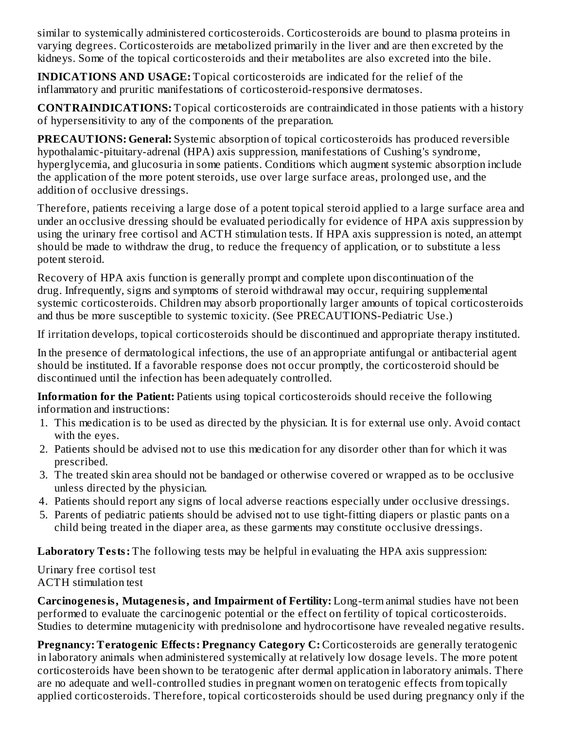similar to systemically administered corticosteroids. Corticosteroids are bound to plasma proteins in varying degrees. Corticosteroids are metabolized primarily in the liver and are then excreted by the kidneys. Some of the topical corticosteroids and their metabolites are also excreted into the bile.

**INDICATIONS AND USAGE:** Topical corticosteroids are indicated for the relief of the inflammatory and pruritic manifestations of corticosteroid-responsive dermatoses.

**CONTRAINDICATIONS:** Topical corticosteroids are contraindicated in those patients with a history of hypersensitivity to any of the components of the preparation.

**PRECAUTIONS: General:** Systemic absorption of topical corticosteroids has produced reversible hypothalamic-pituitary-adrenal (HPA) axis suppression, manifestations of Cushing's syndrome, hyperglycemia, and glucosuria in some patients. Conditions which augment systemic absorption include the application of the more potent steroids, use over large surface areas, prolonged use, and the addition of occlusive dressings.

Therefore, patients receiving a large dose of a potent topical steroid applied to a large surface area and under an occlusive dressing should be evaluated periodically for evidence of HPA axis suppression by using the urinary free cortisol and ACTH stimulation tests. If HPA axis suppression is noted, an attempt should be made to withdraw the drug, to reduce the frequency of application, or to substitute a less potent steroid.

Recovery of HPA axis function is generally prompt and complete upon discontinuation of the drug. Infrequently, signs and symptoms of steroid withdrawal may occur, requiring supplemental systemic corticosteroids. Children may absorb proportionally larger amounts of topical corticosteroids and thus be more susceptible to systemic toxicity. (See PRECAUTIONS-Pediatric Use.)

If irritation develops, topical corticosteroids should be discontinued and appropriate therapy instituted.

In the presence of dermatological infections, the use of an appropriate antifungal or antibacterial agent should be instituted. If a favorable response does not occur promptly, the corticosteroid should be discontinued until the infection has been adequately controlled.

**Information for the Patient:** Patients using topical corticosteroids should receive the following information and instructions:

1. This medication is to be used as directed by the physician. It is for external use only. Avoid contact with the eyes.
2. Patients should be advised not to use this medication for any disorder other than for which it was prescribed.
3. The treated skin area should not be bandaged or otherwise covered or wrapped as to be occlusive unless directed by the physician.
4. Patients should report any signs of local adverse reactions especially under occlusive dressings.
5. Parents of pediatric patients should be advised not to use tight-fitting diapers or plastic pants on a child being treated in the diaper area, as these garments may constitute occlusive dressings.

**Laboratory Tests:** The following tests may be helpful in evaluating the HPA axis suppression:

Urinary free cortisol test
ACTH stimulation test

**Carcinogenesis, Mutagenesis, and Impairment of Fertility:** Long-term animal studies have not been performed to evaluate the carcinogenic potential or the effect on fertility of topical corticosteroids. Studies to determine mutagenicity with prednisolone and hydrocortisone have revealed negative results.

**Pregnancy: Teratogenic Effects: Pregnancy Category C:** Corticosteroids are generally teratogenic in laboratory animals when administered systemically at relatively low dosage levels. The more potent corticosteroids have been shown to be teratogenic after dermal application in laboratory animals. There are no adequate and well-controlled studies in pregnant women on teratogenic effects from topically applied corticosteroids. Therefore, topical corticosteroids should be used during pregnancy only if the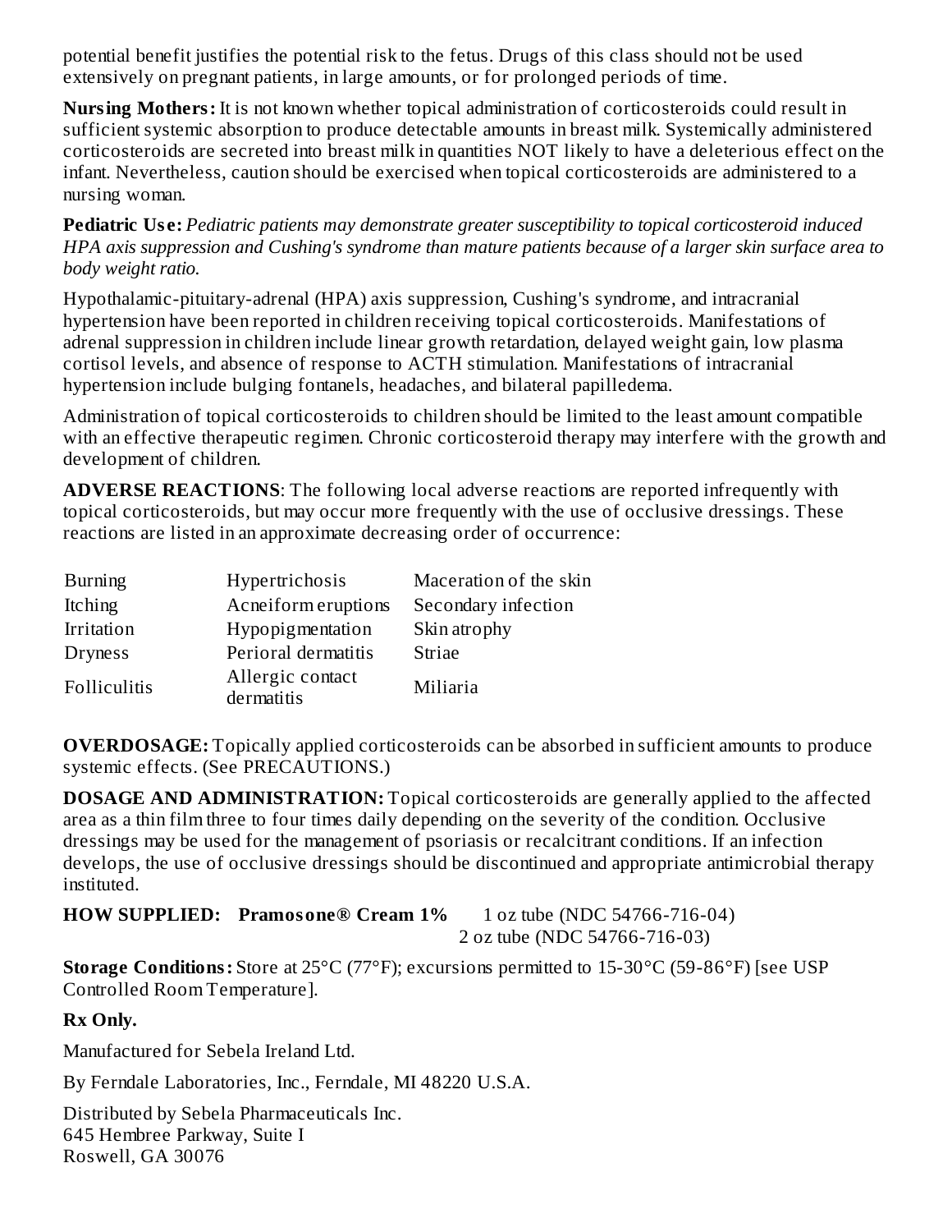potential benefit justifies the potential risk to the fetus. Drugs of this class should not be used extensively on pregnant patients, in large amounts, or for prolonged periods of time.

**Nursing Mothers:** It is not known whether topical administration of corticosteroids could result in sufficient systemic absorption to produce detectable amounts in breast milk. Systemically administered corticosteroids are secreted into breast milk in quantities NOT likely to have a deleterious effect on the infant. Nevertheless, caution should be exercised when topical corticosteroids are administered to a nursing woman.

**Pediatric Use:** *Pediatric patients may demonstrate greater susceptibility to topical corticosteroid induced HPA axis suppression and Cushing's syndrome than mature patients because of a larger skin surface area to body weight ratio.*

Hypothalamic-pituitary-adrenal (HPA) axis suppression, Cushing's syndrome, and intracranial hypertension have been reported in children receiving topical corticosteroids. Manifestations of adrenal suppression in children include linear growth retardation, delayed weight gain, low plasma cortisol levels, and absence of response to ACTH stimulation. Manifestations of intracranial hypertension include bulging fontanels, headaches, and bilateral papilledema.

Administration of topical corticosteroids to children should be limited to the least amount compatible with an effective therapeutic regimen. Chronic corticosteroid therapy may interfere with the growth and development of children.

**ADVERSE REACTIONS**: The following local adverse reactions are reported infrequently with topical corticosteroids, but may occur more frequently with the use of occlusive dressings. These reactions are listed in an approximate decreasing order of occurrence:

| | | |
|---|---|---|
| Burning | Hypertrichosis | Maceration of the skin |
| Itching | Acneiform eruptions | Secondary infection |
| Irritation | Hypopigmentation | Skin atrophy |
| Dryness | Perioral dermatitis | Striae |
| Folliculitis | Allergic contact dermatitis | Miliaria |

**OVERDOSAGE:** Topically applied corticosteroids can be absorbed in sufficient amounts to produce systemic effects. (See PRECAUTIONS.)

**DOSAGE AND ADMINISTRATION:** Topical corticosteroids are generally applied to the affected area as a thin film three to four times daily depending on the severity of the condition. Occlusive dressings may be used for the management of psoriasis or recalcitrant conditions. If an infection develops, the use of occlusive dressings should be discontinued and appropriate antimicrobial therapy instituted.

**HOW SUPPLIED: Pramosone® Cream 1%** 1 oz tube (NDC 54766-716-04)
2 oz tube (NDC 54766-716-03)

**Storage Conditions:** Store at 25°C (77°F); excursions permitted to 15-30°C (59-86°F) [see USP Controlled Room Temperature].

**Rx Only.**

Manufactured for Sebela Ireland Ltd.

By Ferndale Laboratories, Inc., Ferndale, MI 48220 U.S.A.

Distributed by Sebela Pharmaceuticals Inc.
645 Hembree Parkway, Suite I
Roswell, GA 30076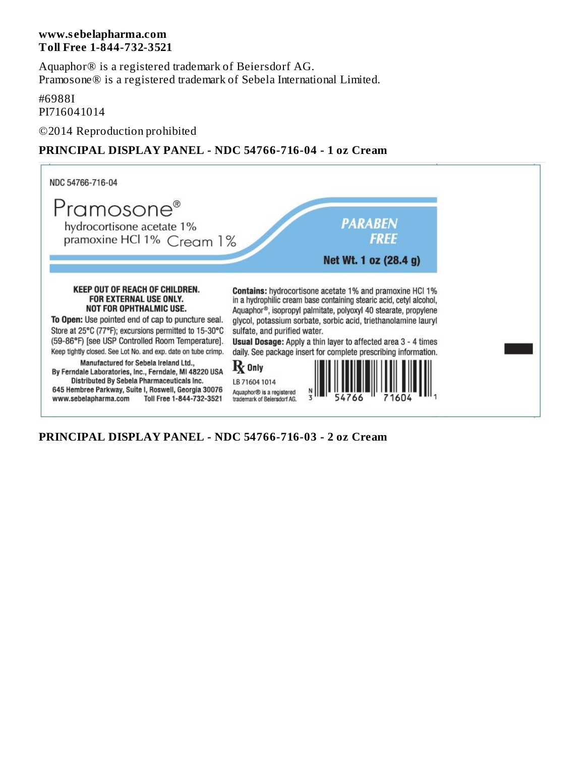**www.sebelapharma.com**
**Toll Free 1-844-732-3521**

Aquaphor® is a registered trademark of Beiersdorf AG.
Pramosone® is a registered trademark of Sebela International Limited.

#6988I
PI716041014

©2014 Reproduction prohibited

## PRINCIPAL DISPLAY PANEL - NDC 54766-716-04 - 1 oz Cream

NDC 54766-716-04

Pramosone®
hydrocortisone acetate 1%
pramoxine HCl 1% Cream 1%

PARABEN FREE

Net Wt. 1 oz (28.4 g)

**KEEP OUT OF REACH OF CHILDREN.**
**FOR EXTERNAL USE ONLY.**
**NOT FOR OPHTHALMIC USE.**

**To Open:** Use pointed end of cap to puncture seal.
Store at 25°C (77°F); excursions permitted to 15-30°C (59-86°F) [see USP Controlled Room Temperature].
Keep tightly closed. See Lot No. and exp. date on tube crimp.

Manufactured for Sebela Ireland Ltd.,
By Ferndale Laboratories, Inc., Ferndale, MI 48220 USA
Distributed By Sebela Pharmaceuticals Inc.
645 Hembree Parkway, Suite I, Roswell, Georgia 30076
www.sebelapharma.com Toll Free 1-844-732-3521

**Contains:** hydrocortisone acetate 1% and pramoxine HCl 1% in a hydrophilic cream base containing stearic acid, cetyl alcohol, Aquaphor®, isopropyl palmitate, polyoxyl 40 stearate, propylene glycol, potassium sorbate, sorbic acid, triethanolamine lauryl sulfate, and purified water.

**Usual Dosage:** Apply a thin layer to affected area 3 - 4 times daily. See package insert for complete prescribing information.

℞ Only

LB 71604 1014

Aquaphor® is a registered trademark of Beiersdorf AG.

N 3 54766 71604 1

## PRINCIPAL DISPLAY PANEL - NDC 54766-716-03 - 2 oz Cream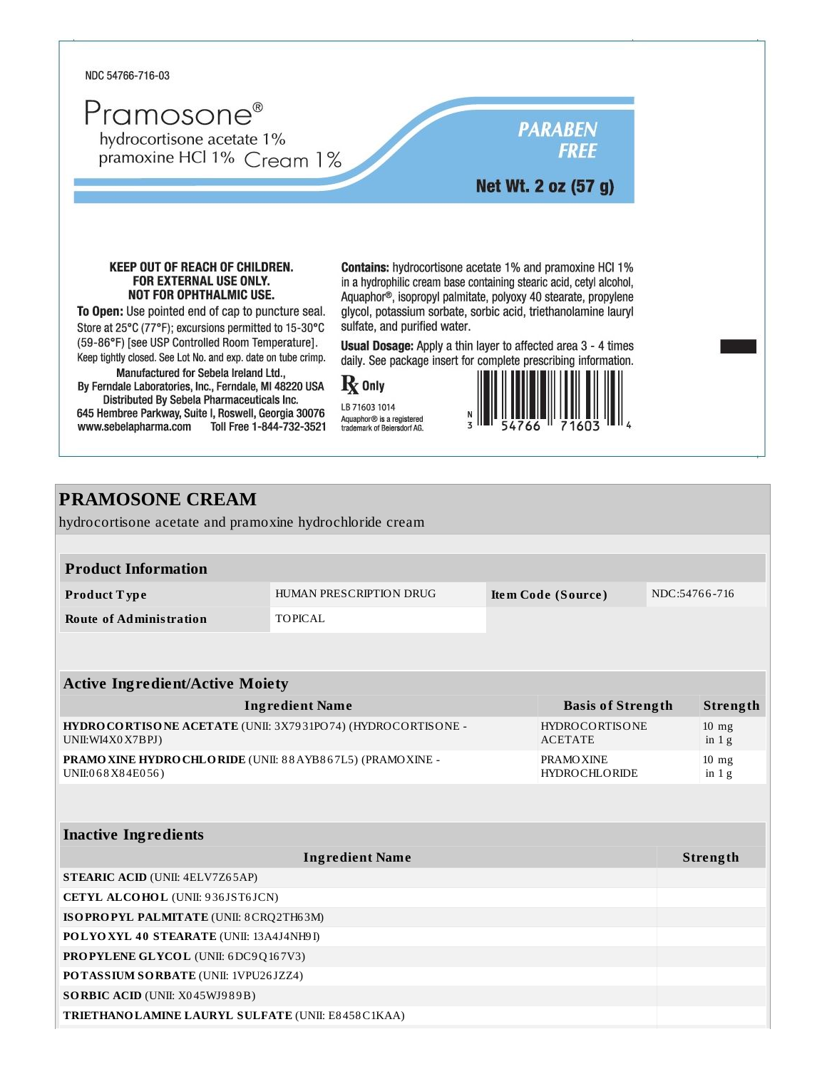NDC 54766-716-03

# Pramosone®

hydrocortisone acetate 1%
pramoxine HCl 1% Cream 1%

**PARABEN FREE**

**Net Wt. 2 oz (57 g)**

**KEEP OUT OF REACH OF CHILDREN.**
**FOR EXTERNAL USE ONLY.**
**NOT FOR OPHTHALMIC USE.**

**To Open:** Use pointed end of cap to puncture seal.
Store at 25°C (77°F); excursions permitted to 15-30°C (59-86°F) [see USP Controlled Room Temperature].
Keep tightly closed. See Lot No. and exp. date on tube crimp.

Manufactured for Sebela Ireland Ltd.,
By Ferndale Laboratories, Inc., Ferndale, MI 48220 USA
Distributed By Sebela Pharmaceuticals Inc.
645 Hembree Parkway, Suite I, Roswell, Georgia 30076
www.sebelapharma.com Toll Free 1-844-732-3521

**Contains:** hydrocortisone acetate 1% and pramoxine HCl 1% in a hydrophilic cream base containing stearic acid, cetyl alcohol, Aquaphor®, isopropyl palmitate, polyoxy 40 stearate, propylene glycol, potassium sorbate, sorbic acid, triethanolamine lauryl sulfate, and purified water.

**Usual Dosage:** Apply a thin layer to affected area 3 - 4 times daily. See package insert for complete prescribing information.

**℞ Only**

LB 71603 1014
Aquaphor® is a registered trademark of Beiersdorf AG.

N 3 54766 71603 4

## PRAMOSONE CREAM

hydrocortisone acetate and pramoxine hydrochloride cream

| **Product Information** | | | |
|---|---|---|---|
| **Product Type** | HUMAN PRESCRIPTION DRUG | **Item Code (Source)** | NDC:54766-716 |
| **Route of Administration** | TOPICAL | | |

| **Active Ingredient/Active Moiety** | | |
|---|---|---|
| **Ingredient Name** | **Basis of Strength** | **Strength** |
| **HYDROCORTISONE ACETATE** (UNII: 3X7931PO74) (HYDROCORTISONE - UNII:WI4X0X7BPJ) | HYDROCORTISONE ACETATE | 10 mg in 1 g |
| **PRAMOXINE HYDROCHLORIDE** (UNII: 88AYB867L5) (PRAMOXINE - UNII:068X84E056) | PRAMOXINE HYDROCHLORIDE | 10 mg in 1 g |

| **Inactive Ingredients** | |
|---|---|
| **Ingredient Name** | **Strength** |
| **STEARIC ACID** (UNII: 4ELV7Z65AP) | |
| **CETYL ALCOHOL** (UNII: 936JST6JCN) | |
| **ISOPROPYL PALMITATE** (UNII: 8CRQ2TH63M) | |
| **POLYOXYL 40 STEARATE** (UNII: 13A4J4NH9I) | |
| **PROPYLENE GLYCOL** (UNII: 6DC9Q167V3) | |
| **POTASSIUM SORBATE** (UNII: 1VPU26JZZ4) | |
| **SORBIC ACID** (UNII: X045WJ989B) | |
| **TRIETHANOLAMINE LAURYL SULFATE** (UNII: E8458C1KAA) | |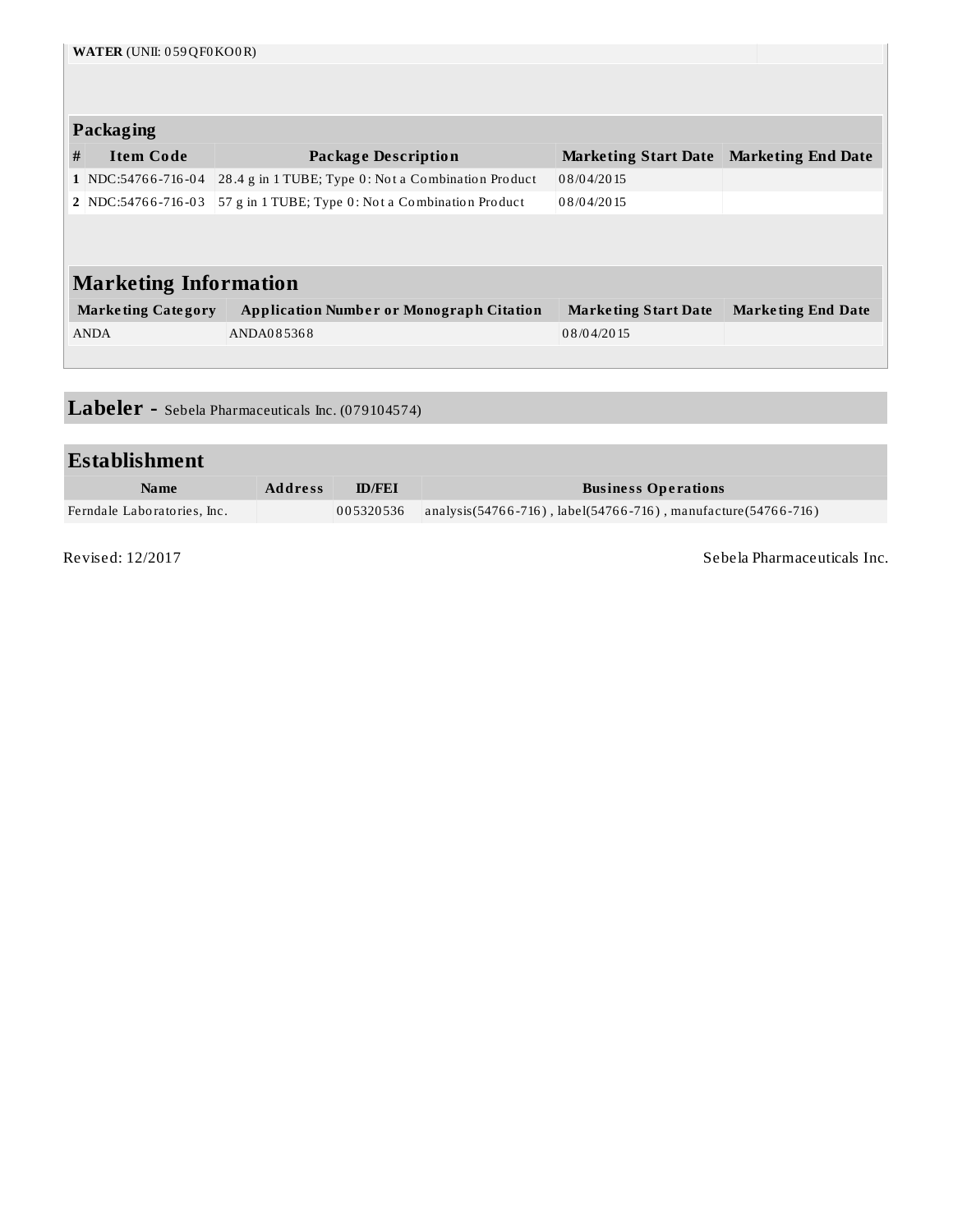| | |
|---|---|
| **WATER** (UNII: 059QF0KO0R) | |

**Packaging**

| # | Item Code | Package Description | Marketing Start Date | Marketing End Date |
|---|---|---|---|---|
| 1 | NDC:54766-716-04 | 28.4 g in 1 TUBE; Type 0: Not a Combination Product | 08/04/2015 | |
| 2 | NDC:54766-716-03 | 57 g in 1 TUBE; Type 0: Not a Combination Product | 08/04/2015 | |

## Marketing Information

| Marketing Category | Application Number or Monograph Citation | Marketing Start Date | Marketing End Date |
|---|---|---|---|
| ANDA | ANDA085368 | 08/04/2015 | |

## Labeler - Sebela Pharmaceuticals Inc. (079104574)

## Establishment

| Name | Address | ID/FEI | Business Operations |
|---|---|---|---|
| Ferndale Laboratories, Inc. | | 005320536 | analysis(54766-716) , label(54766-716) , manufacture(54766-716) |

Revised: 12/2017

Sebela Pharmaceuticals Inc.